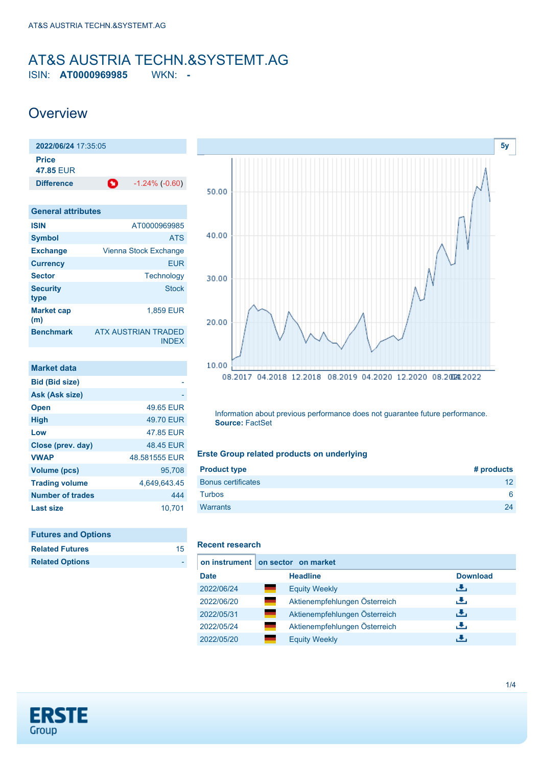# AT&S AUSTRIA TECHN.&SYSTEMT.AG

ISIN: **AT0000969985** WKN: **-**

## Overview

| **2022/06/24** 17:35:05 | |
|---|---|
| **Price** | |
| **47.85** EUR | |
| **Difference** | -1.24% (-0.60) |

| General attributes | |
|---|---|
| **ISIN** | AT0000969985 |
| **Symbol** | ATS |
| **Exchange** | Vienna Stock Exchange |
| **Currency** | EUR |
| **Sector** | Technology |
| **Security type** | Stock |
| **Market cap (m)** | 1,859 EUR |
| **Benchmark** | ATX AUSTRIAN TRADED INDEX |

| Market data | |
|---|---|
| **Bid (Bid size)** | - |
| **Ask (Ask size)** | - |
| **Open** | 49.65 EUR |
| **High** | 49.70 EUR |
| **Low** | 47.85 EUR |
| **Close (prev. day)** | 48.45 EUR |
| **VWAP** | 48.581555 EUR |
| **Volume (pcs)** | 95,708 |
| **Trading volume** | 4,649,643.45 |
| **Number of trades** | 444 |
| **Last size** | 10,701 |

| Futures and Options | |
|---|---|
| **Related Futures** | 15 |
| **Related Options** | - |

5y

Information about previous performance does not guarantee future performance.
**Source:** FactSet

### Erste Group related products on underlying

| Product type | # products |
|---|---|
| Bonus certificates | 12 |
| Turbos | 6 |
| Warrants | 24 |

### Recent research

**on instrument** | on sector | on market

| Date | | Headline | Download |
|---|---|---|---|
| 2022/06/24 | | Equity Weekly | |
| 2022/06/20 | | Aktienempfehlungen Österreich | |
| 2022/05/31 | | Aktienempfehlungen Österreich | |
| 2022/05/24 | | Aktienempfehlungen Österreich | |
| 2022/05/20 | | Equity Weekly | |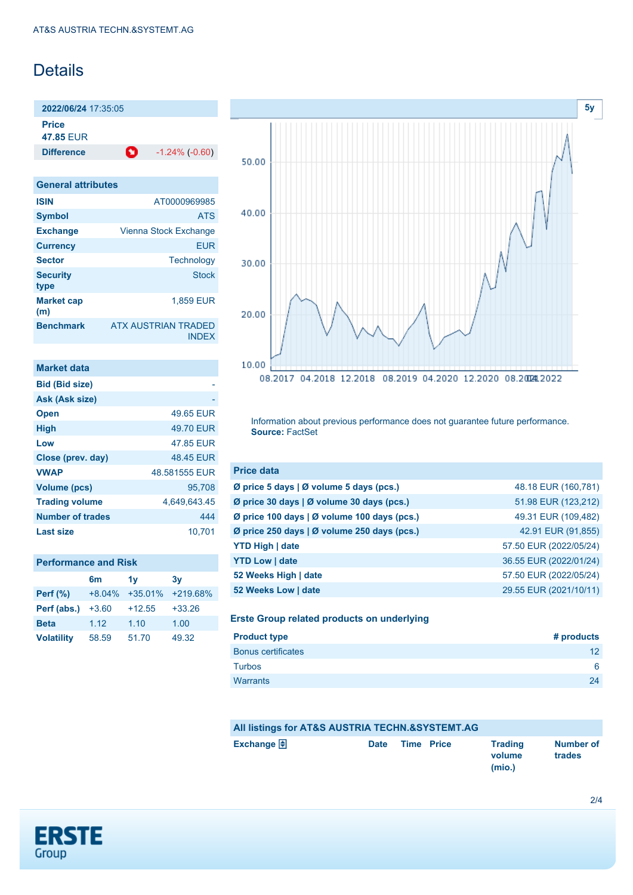AT&S AUSTRIA TECHN.&SYSTEMT.AG

# Details

| 2022/06/24 17:35:05 | |
|---|---|
| **Price** | |
| **47.85** EUR | |
| **Difference** | -1.24% (-0.60) |

## General attributes

| | |
|---|---|
| **ISIN** | AT0000969985 |
| **Symbol** | ATS |
| **Exchange** | Vienna Stock Exchange |
| **Currency** | EUR |
| **Sector** | Technology |
| **Security type** | Stock |
| **Market cap (m)** | 1,859 EUR |
| **Benchmark** | ATX AUSTRIAN TRADED INDEX |

## Market data

| | |
|---|---|
| **Bid (Bid size)** | - |
| **Ask (Ask size)** | - |
| **Open** | 49.65 EUR |
| **High** | 49.70 EUR |
| **Low** | 47.85 EUR |
| **Close (prev. day)** | 48.45 EUR |
| **VWAP** | 48.581555 EUR |
| **Volume (pcs)** | 95,708 |
| **Trading volume** | 4,649,643.45 |
| **Number of trades** | 444 |
| **Last size** | 10,701 |

## Performance and Risk

| | 6m | 1y | 3y |
|---|---|---|---|
| **Perf (%)** | +8.04% | +35.01% | +219.68% |
| **Perf (abs.)** | +3.60 | +12.55 | +33.26 |
| **Beta** | 1.12 | 1.10 | 1.00 |
| **Volatility** | 58.59 | 51.70 | 49.32 |

5y

Information about previous performance does not guarantee future performance.
**Source:** FactSet

## Price data

| | |
|---|---|
| **Ø price 5 days \| Ø volume 5 days (pcs.)** | 48.18 EUR (160,781) |
| **Ø price 30 days \| Ø volume 30 days (pcs.)** | 51.98 EUR (123,212) |
| **Ø price 100 days \| Ø volume 100 days (pcs.)** | 49.31 EUR (109,482) |
| **Ø price 250 days \| Ø volume 250 days (pcs.)** | 42.91 EUR (91,855) |
| **YTD High \| date** | 57.50 EUR (2022/05/24) |
| **YTD Low \| date** | 36.55 EUR (2022/01/24) |
| **52 Weeks High \| date** | 57.50 EUR (2022/05/24) |
| **52 Weeks Low \| date** | 29.55 EUR (2021/10/11) |

## Erste Group related products on underlying

| Product type | # products |
|---|---|
| Bonus certificates | 12 |
| Turbos | 6 |
| Warrants | 24 |

## All listings for AT&S AUSTRIA TECHN.&SYSTEMT.AG

| Exchange | Date | Time | Price | Trading volume (mio.) | Number of trades |
|---|---|---|---|---|---|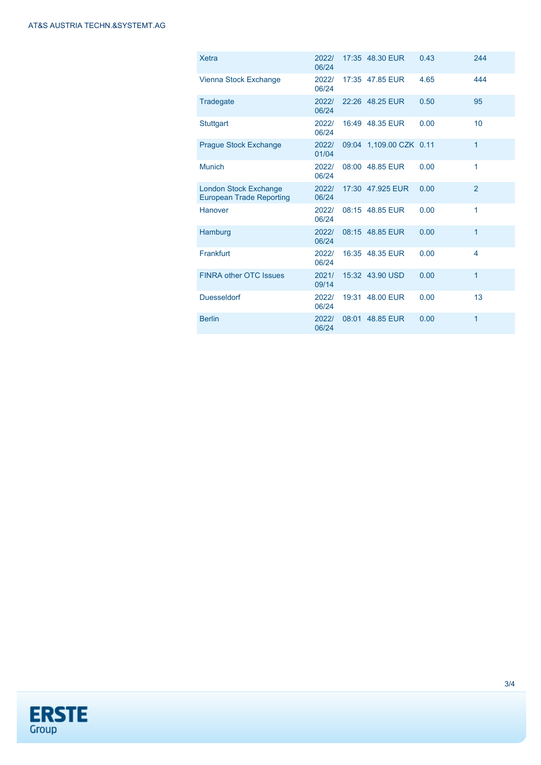| | | | | | |
|---|---|---|---|---|---|
| Xetra | 2022/06/24 | 17:35 | 48.30 EUR | 0.43 | 244 |
| Vienna Stock Exchange | 2022/06/24 | 17:35 | 47.85 EUR | 4.65 | 444 |
| Tradegate | 2022/06/24 | 22:26 | 48.25 EUR | 0.50 | 95 |
| Stuttgart | 2022/06/24 | 16:49 | 48.35 EUR | 0.00 | 10 |
| Prague Stock Exchange | 2022/01/04 | 09:04 | 1,109.00 CZK | 0.11 | 1 |
| Munich | 2022/06/24 | 08:00 | 48.85 EUR | 0.00 | 1 |
| London Stock Exchange European Trade Reporting | 2022/06/24 | 17:30 | 47.925 EUR | 0.00 | 2 |
| Hanover | 2022/06/24 | 08:15 | 48.85 EUR | 0.00 | 1 |
| Hamburg | 2022/06/24 | 08:15 | 48.85 EUR | 0.00 | 1 |
| Frankfurt | 2022/06/24 | 16:35 | 48.35 EUR | 0.00 | 4 |
| FINRA other OTC Issues | 2021/09/14 | 15:32 | 43.90 USD | 0.00 | 1 |
| Duesseldorf | 2022/06/24 | 19:31 | 48.00 EUR | 0.00 | 13 |
| Berlin | 2022/06/24 | 08:01 | 48.85 EUR | 0.00 | 1 |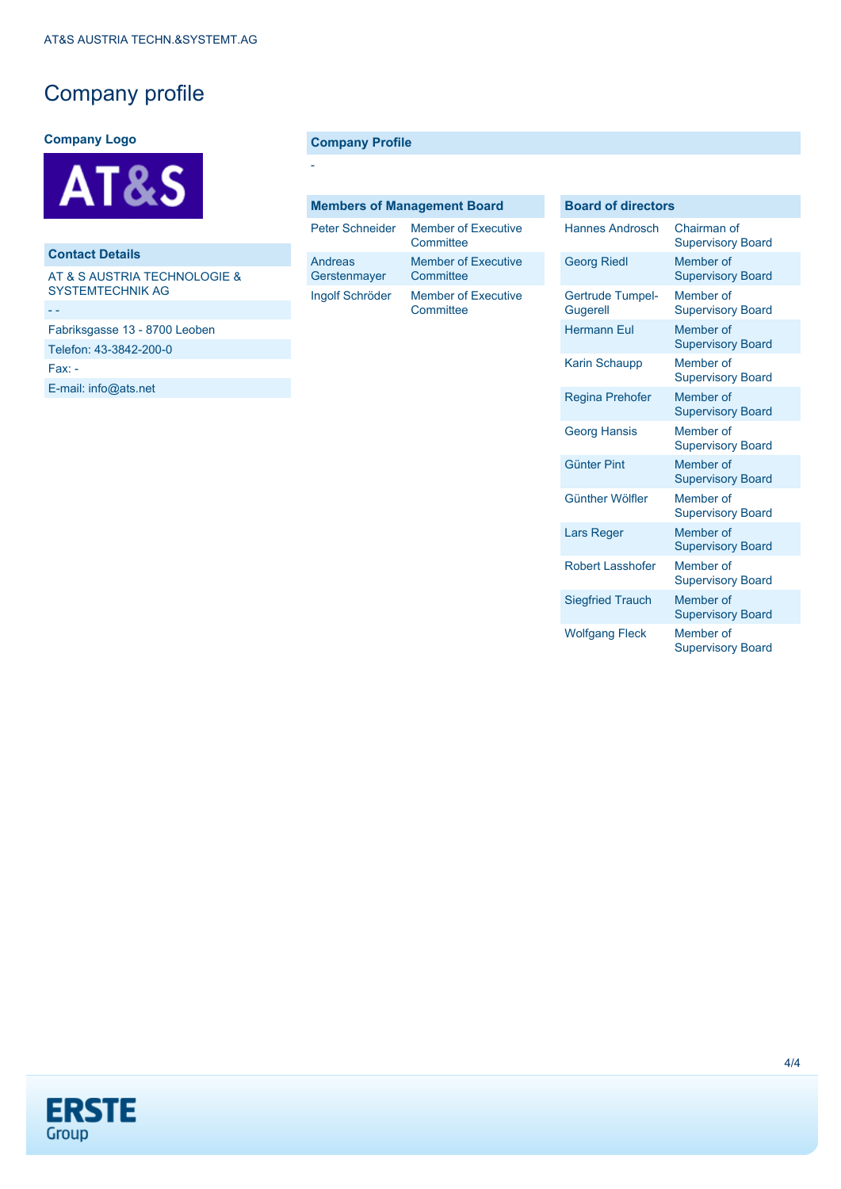# Company profile

**Company Logo**

AT&S

| Contact Details |
| --- |
| AT & S AUSTRIA TECHNOLOGIE & SYSTEMTECHNIK AG |
| - - |
| Fabriksgasse 13 - 8700 Leoben |
| Telefon: 43-3842-200-0 |
| Fax: - |
| E-mail: info@ats.net |

## Company Profile

-

| Members of Management Board | |
| --- | --- |
| Peter Schneider | Member of Executive Committee |
| Andreas Gerstenmayer | Member of Executive Committee |
| Ingolf Schröder | Member of Executive Committee |

| Board of directors | |
| --- | --- |
| Hannes Androsch | Chairman of Supervisory Board |
| Georg Riedl | Member of Supervisory Board |
| Gertrude Tumpel-Gugerell | Member of Supervisory Board |
| Hermann Eul | Member of Supervisory Board |
| Karin Schaupp | Member of Supervisory Board |
| Regina Prehofer | Member of Supervisory Board |
| Georg Hansis | Member of Supervisory Board |
| Günter Pint | Member of Supervisory Board |
| Günther Wölfler | Member of Supervisory Board |
| Lars Reger | Member of Supervisory Board |
| Robert Lasshofer | Member of Supervisory Board |
| Siegfried Trauch | Member of Supervisory Board |
| Wolfgang Fleck | Member of Supervisory Board |